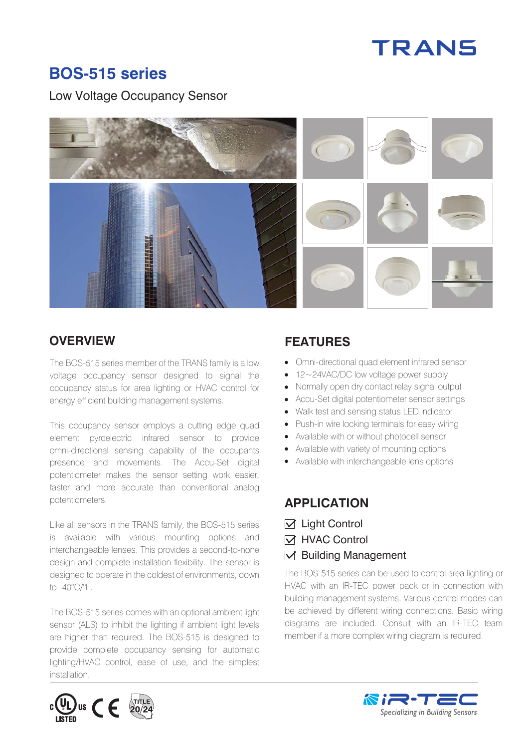TRANS

# BOS-515 series

Low Voltage Occupancy Sensor

## OVERVIEW

The BOS-515 series member of the TRANS family is a low voltage occupancy sensor designed to signal the occupancy status for area lighting or HVAC control for energy efficient building management systems.

This occupancy sensor employs a cutting edge quad element pyroelectric infrared sensor to provide omni-directional sensing capability of the occupants presence and movements. The Accu-Set digital potentiometer makes the sensor setting work easier, faster and more accurate than conventional analog potentiometers.

Like all sensors in the TRANS family, the BOS-515 series is available with various mounting options and interchangeable lenses. This provides a second-to-none design and complete installation flexibility. The sensor is designed to operate in the coldest of environments, down to -40°C/°F.

The BOS-515 series comes with an optional ambient light sensor (ALS) to inhibit the lighting if ambient light levels are higher than required. The BOS-515 is designed to provide complete occupancy sensing for automatic lighting/HVAC control, ease of use, and the simplest installation.

## FEATURES

- Omni-directional quad element infrared sensor
- 12~24VAC/DC low voltage power supply
- Normally open dry contact relay signal output
- Accu-Set digital potentiometer sensor settings
- Walk test and sensing status LED indicator
- Push-in wire locking terminals for easy wiring
- Available with or without photocell sensor
- Available with variety of mounting options
- Available with interchangeable lens options

## APPLICATION

- ☑ Light Control
- ☑ HVAC Control
- ☑ Building Management

The BOS-515 series can be used to control area lighting or HVAC with an IR-TEC power pack or in connection with building management systems. Various control modes can be achieved by different wiring connections. Basic wiring diagrams are included. Consult with an IR-TEC team member if a more complex wiring diagram is required.

c UL US LISTED CE TITLE 20/24

IR-TEC *Specializing in Building Sensors*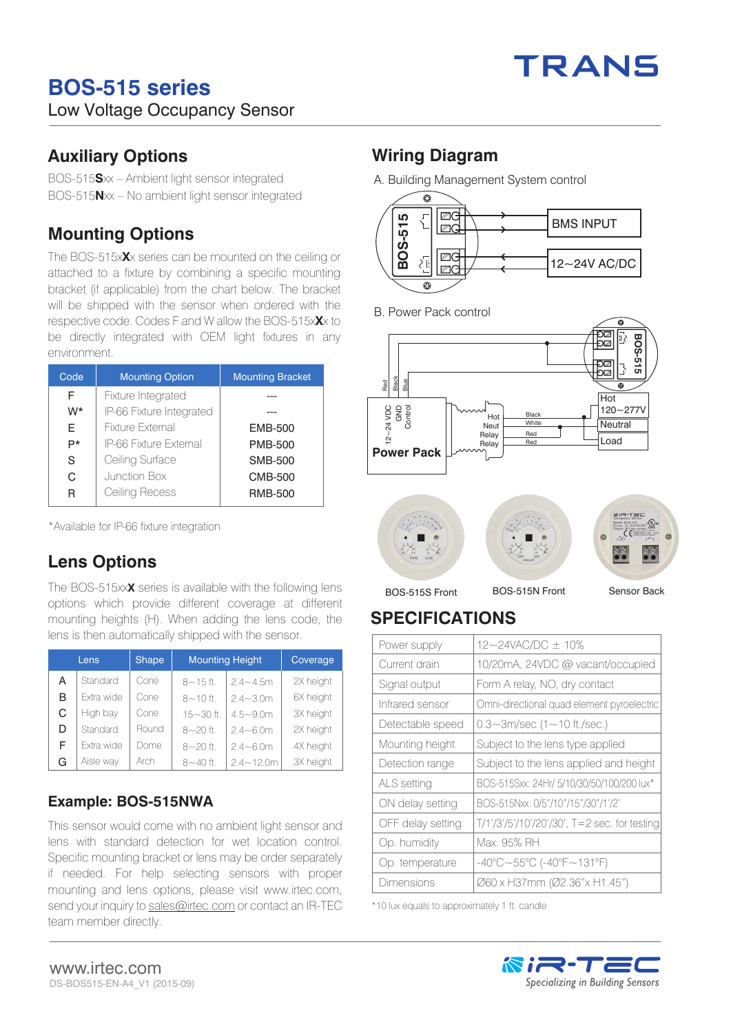TRANS

# BOS-515 series

Low Voltage Occupancy Sensor

## Auxiliary Options

BOS-515**S**xx – Ambient light sensor integrated
BOS-515**N**xx – No ambient light sensor integrated

## Mounting Options

The BOS-515x**X**x series can be mounted on the ceiling or attached to a fixture by combining a specific mounting bracket (if applicable) from the chart below. The bracket will be shipped with the sensor when ordered with the respective code. Codes F and W allow the BOS-515x**X**x to be directly integrated with OEM light fixtures in any environment.

| Code | Mounting Option | Mounting Bracket |
|---|---|---|
| F | Fixture Integrated | --- |
| W* | IP-66 Fixture Integrated | --- |
| E | Fixture External | EMB-500 |
| P* | IP-66 Fixture External | PMB-500 |
| S | Ceiling Surface | SMB-500 |
| C | Junction Box | CMB-500 |
| R | Ceiling Recess | RMB-500 |

*Available for IP-66 fixture integration

## Lens Options

The BOS-515xx**X** series is available with the following lens options which provide different coverage at different mounting heights (H). When adding the lens code, the lens is then automatically shipped with the sensor.

| Lens | | Shape | Mounting Height | | Coverage |
|---|---|---|---|---|---|
| A | Standard | Cone | 8~15 ft. | 2.4~4.5m | 2X height |
| B | Extra wide | Cone | 8~10 ft. | 2.4~3.0m | 6X height |
| C | High bay | Cone | 15~30 ft. | 4.5~9.0m | 3X height |
| D | Standard | Round | 8~20 ft. | 2.4~6.0m | 2X height |
| F | Extra wide | Dome | 8~20 ft. | 2.4~6.0m | 4X height |
| G | Aisle way | Arch | 8~40 ft. | 2.4~12.0m | 3X height |

### Example: BOS-515NWA

This sensor would come with no ambient light sensor and lens with standard detection for wet location control. Specific mounting bracket or lens may be order separately if needed. For help selecting sensors with proper mounting and lens options, please visit www.irtec.com, send your inquiry to sales@irtec.com or contact an IR-TEC team member directly.

## Wiring Diagram

A. Building Management System control

BOS-515
BMS INPUT
12~24V AC/DC

B. Power Pack control

BOS-515
Red
Black
Blue
12~24 VDC
GND
Control
Power Pack
Hot
Neut
Relay
Relay
Black
White
Red
Red
Hot
120~277V
Neutral
Load

BOS-515S Front

BOS-515N Front

Sensor Back

## SPECIFICATIONS

| | |
|---|---|
| Power supply | 12~24VAC/DC ± 10% |
| Current drain | 10/20mA, 24VDC @ vacant/occupied |
| Signal output | Form A relay, NO, dry contact |
| Infrared sensor | Omni-directional quad element pyroelectric |
| Detectable speed | 0.3~3m/sec (1~10 ft./sec.) |
| Mounting height | Subject to the lens type applied |
| Detection range | Subject to the lens applied and height |
| ALS setting | BOS-515Sxx: 24Hr/ 5/10/30/50/100/200 lux* |
| ON delay setting | BOS-515Nxx: 0/5"/10"/15"/30"/1'/2' |
| OFF delay setting | T/1'/3'/5'/10'/20'/30', T=2 sec. for testing |
| Op. humidity | Max. 95% RH |
| Op. temperature | -40°C~55°C (-40°F~131°F) |
| Dimensions | Ø60 x H37mm (Ø2.36"x H1.45") |

*10 lux equals to approximately 1 ft. candle

www.irtec.com
DS-BOS515-EN-A4_V1 (2015-09)

IR-TEC Specializing in Building Sensors